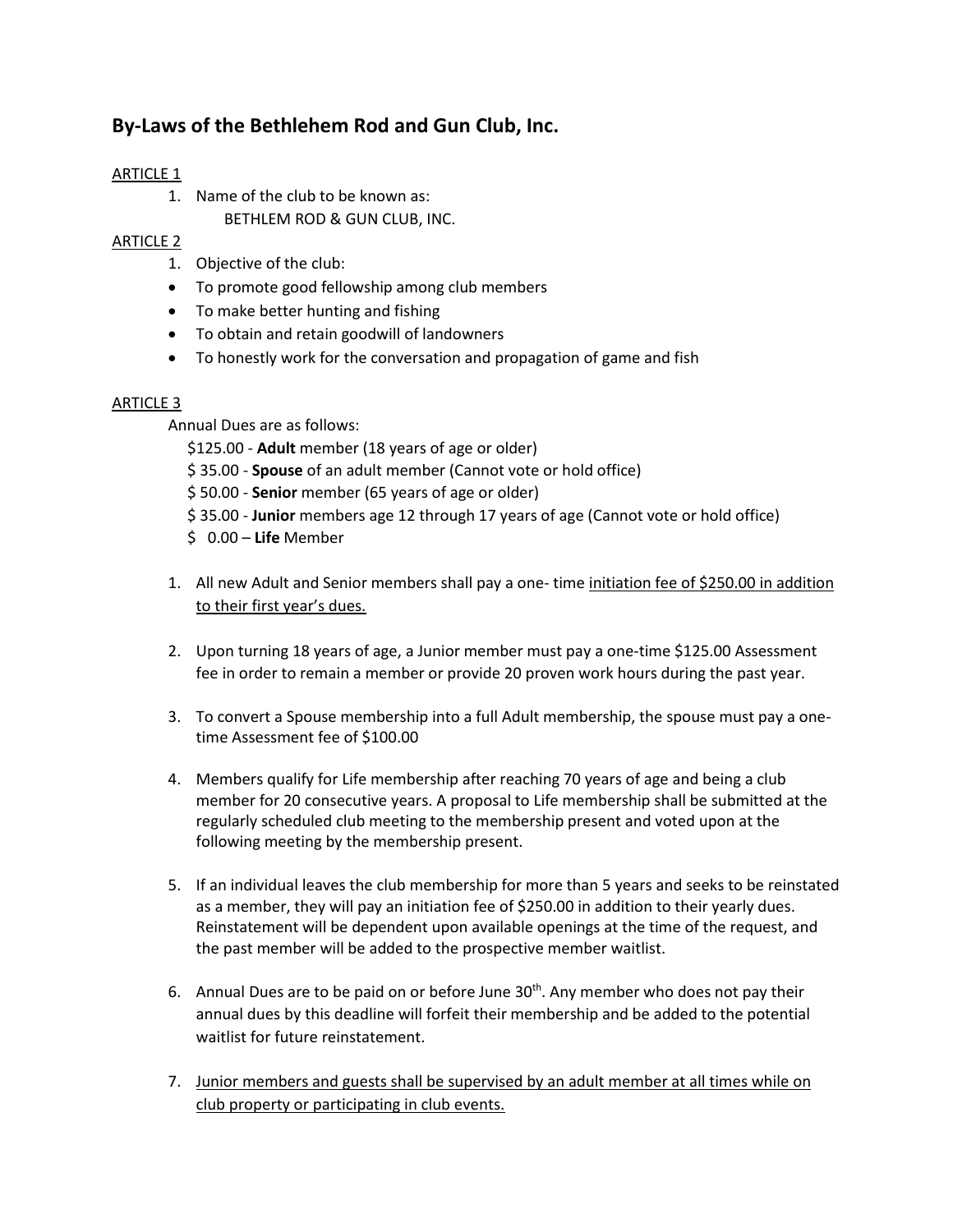# By-Laws of the Bethlehem Rod and Gun Club, Inc.

ARTICLE 1

1. Name of the club to be known as:
   BETHLEM ROD & GUN CLUB, INC.

ARTICLE 2

1. Objective of the club:

- To promote good fellowship among club members
- To make better hunting and fishing
- To obtain and retain goodwill of landowners
- To honestly work for the conversation and propagation of game and fish

ARTICLE 3

Annual Dues are as follows:

$125.00 - **Adult** member (18 years of age or older)
$ 35.00 - **Spouse** of an adult member (Cannot vote or hold office)
$ 50.00 - **Senior** member (65 years of age or older)
$ 35.00 - **Junior** members age 12 through 17 years of age (Cannot vote or hold office)
$ 0.00 – **Life** Member

1. All new Adult and Senior members shall pay a one- time <u>initiation fee of $250.00 in addition to their first year's dues.</u>

2. Upon turning 18 years of age, a Junior member must pay a one-time $125.00 Assessment fee in order to remain a member or provide 20 proven work hours during the past year.

3. To convert a Spouse membership into a full Adult membership, the spouse must pay a one-time Assessment fee of $100.00

4. Members qualify for Life membership after reaching 70 years of age and being a club member for 20 consecutive years. A proposal to Life membership shall be submitted at the regularly scheduled club meeting to the membership present and voted upon at the following meeting by the membership present.

5. If an individual leaves the club membership for more than 5 years and seeks to be reinstated as a member, they will pay an initiation fee of $250.00 in addition to their yearly dues. Reinstatement will be dependent upon available openings at the time of the request, and the past member will be added to the prospective member waitlist.

6. Annual Dues are to be paid on or before June 30th. Any member who does not pay their annual dues by this deadline will forfeit their membership and be added to the potential waitlist for future reinstatement.

7. <u>Junior members and guests shall be supervised by an adult member at all times while on club property or participating in club events.</u>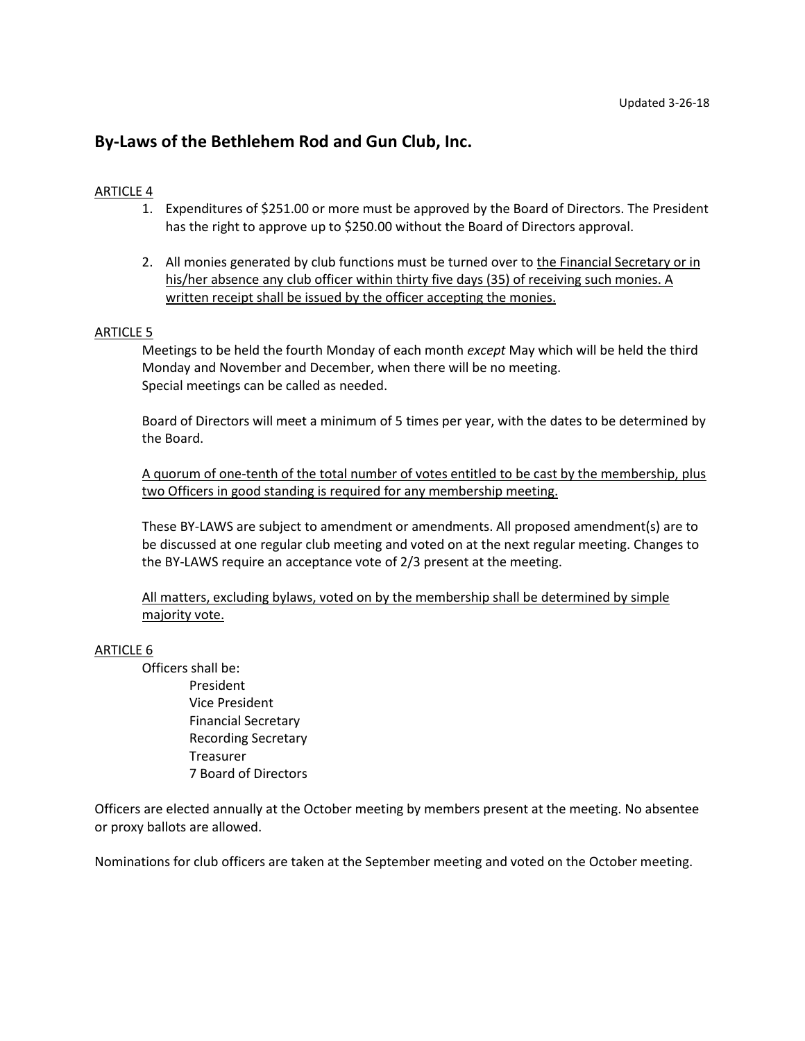Updated 3-26-18

## By-Laws of the Bethlehem Rod and Gun Club, Inc.

ARTICLE 4

1. Expenditures of $251.00 or more must be approved by the Board of Directors. The President has the right to approve up to $250.00 without the Board of Directors approval.

2. All monies generated by club functions must be turned over to the Financial Secretary or in his/her absence any club officer within thirty five days (35) of receiving such monies. A written receipt shall be issued by the officer accepting the monies.

ARTICLE 5

Meetings to be held the fourth Monday of each month *except* May which will be held the third Monday and November and December, when there will be no meeting.
Special meetings can be called as needed.

Board of Directors will meet a minimum of 5 times per year, with the dates to be determined by the Board.

A quorum of one-tenth of the total number of votes entitled to be cast by the membership, plus two Officers in good standing is required for any membership meeting.

These BY-LAWS are subject to amendment or amendments. All proposed amendment(s) are to be discussed at one regular club meeting and voted on at the next regular meeting. Changes to the BY-LAWS require an acceptance vote of 2/3 present at the meeting.

All matters, excluding bylaws, voted on by the membership shall be determined by simple majority vote.

ARTICLE 6

Officers shall be:

- President
- Vice President
- Financial Secretary
- Recording Secretary
- Treasurer
- 7 Board of Directors

Officers are elected annually at the October meeting by members present at the meeting. No absentee or proxy ballots are allowed.

Nominations for club officers are taken at the September meeting and voted on the October meeting.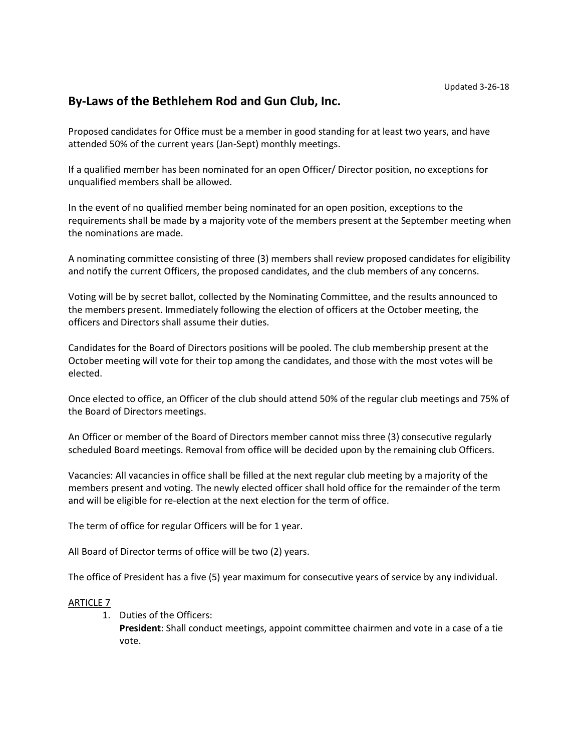Updated 3-26-18

# By-Laws of the Bethlehem Rod and Gun Club, Inc.

Proposed candidates for Office must be a member in good standing for at least two years, and have attended 50% of the current years (Jan-Sept) monthly meetings.

If a qualified member has been nominated for an open Officer/ Director position, no exceptions for unqualified members shall be allowed.

In the event of no qualified member being nominated for an open position, exceptions to the requirements shall be made by a majority vote of the members present at the September meeting when the nominations are made.

A nominating committee consisting of three (3) members shall review proposed candidates for eligibility and notify the current Officers, the proposed candidates, and the club members of any concerns.

Voting will be by secret ballot, collected by the Nominating Committee, and the results announced to the members present. Immediately following the election of officers at the October meeting, the officers and Directors shall assume their duties.

Candidates for the Board of Directors positions will be pooled. The club membership present at the October meeting will vote for their top among the candidates, and those with the most votes will be elected.

Once elected to office, an Officer of the club should attend 50% of the regular club meetings and 75% of the Board of Directors meetings.

An Officer or member of the Board of Directors member cannot miss three (3) consecutive regularly scheduled Board meetings. Removal from office will be decided upon by the remaining club Officers.

Vacancies: All vacancies in office shall be filled at the next regular club meeting by a majority of the members present and voting. The newly elected officer shall hold office for the remainder of the term and will be eligible for re-election at the next election for the term of office.

The term of office for regular Officers will be for 1 year.

All Board of Director terms of office will be two (2) years.

The office of President has a five (5) year maximum for consecutive years of service by any individual.

<u>ARTICLE 7</u>

1. Duties of the Officers:
   **President**: Shall conduct meetings, appoint committee chairmen and vote in a case of a tie vote.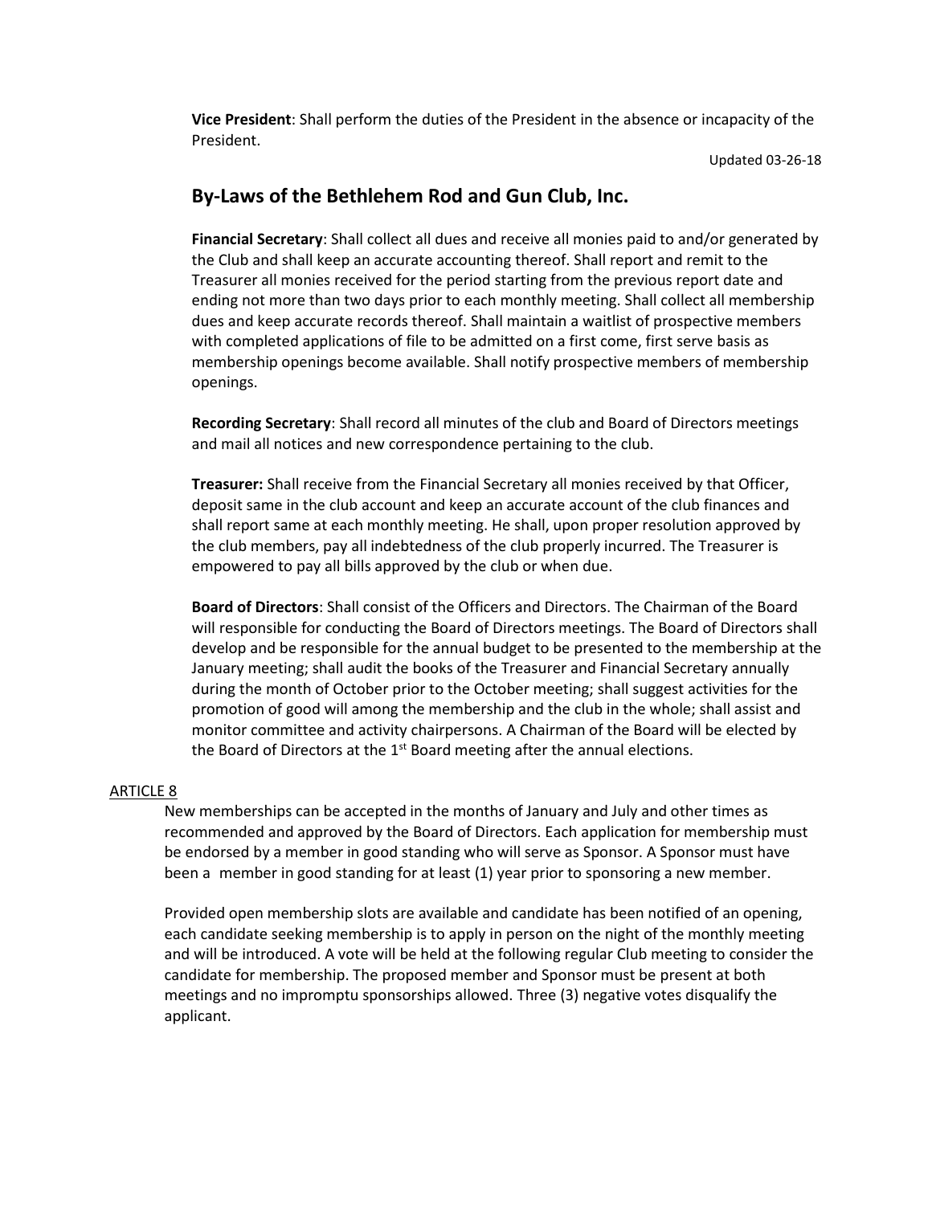**Vice President**: Shall perform the duties of the President in the absence or incapacity of the President.

## By-Laws of the Bethlehem Rod and Gun Club, Inc.

**Financial Secretary**: Shall collect all dues and receive all monies paid to and/or generated by the Club and shall keep an accurate accounting thereof. Shall report and remit to the Treasurer all monies received for the period starting from the previous report date and ending not more than two days prior to each monthly meeting. Shall collect all membership dues and keep accurate records thereof. Shall maintain a waitlist of prospective members with completed applications of file to be admitted on a first come, first serve basis as membership openings become available. Shall notify prospective members of membership openings.

**Recording Secretary**: Shall record all minutes of the club and Board of Directors meetings and mail all notices and new correspondence pertaining to the club.

**Treasurer:** Shall receive from the Financial Secretary all monies received by that Officer, deposit same in the club account and keep an accurate account of the club finances and shall report same at each monthly meeting. He shall, upon proper resolution approved by the club members, pay all indebtedness of the club properly incurred. The Treasurer is empowered to pay all bills approved by the club or when due.

**Board of Directors**: Shall consist of the Officers and Directors. The Chairman of the Board will responsible for conducting the Board of Directors meetings. The Board of Directors shall develop and be responsible for the annual budget to be presented to the membership at the January meeting; shall audit the books of the Treasurer and Financial Secretary annually during the month of October prior to the October meeting; shall suggest activities for the promotion of good will among the membership and the club in the whole; shall assist and monitor committee and activity chairpersons. A Chairman of the Board will be elected by the Board of Directors at the 1st Board meeting after the annual elections.

ARTICLE 8

New memberships can be accepted in the months of January and July and other times as recommended and approved by the Board of Directors. Each application for membership must be endorsed by a member in good standing who will serve as Sponsor. A Sponsor must have been a member in good standing for at least (1) year prior to sponsoring a new member.

Provided open membership slots are available and candidate has been notified of an opening, each candidate seeking membership is to apply in person on the night of the monthly meeting and will be introduced. A vote will be held at the following regular Club meeting to consider the candidate for membership. The proposed member and Sponsor must be present at both meetings and no impromptu sponsorships allowed. Three (3) negative votes disqualify the applicant.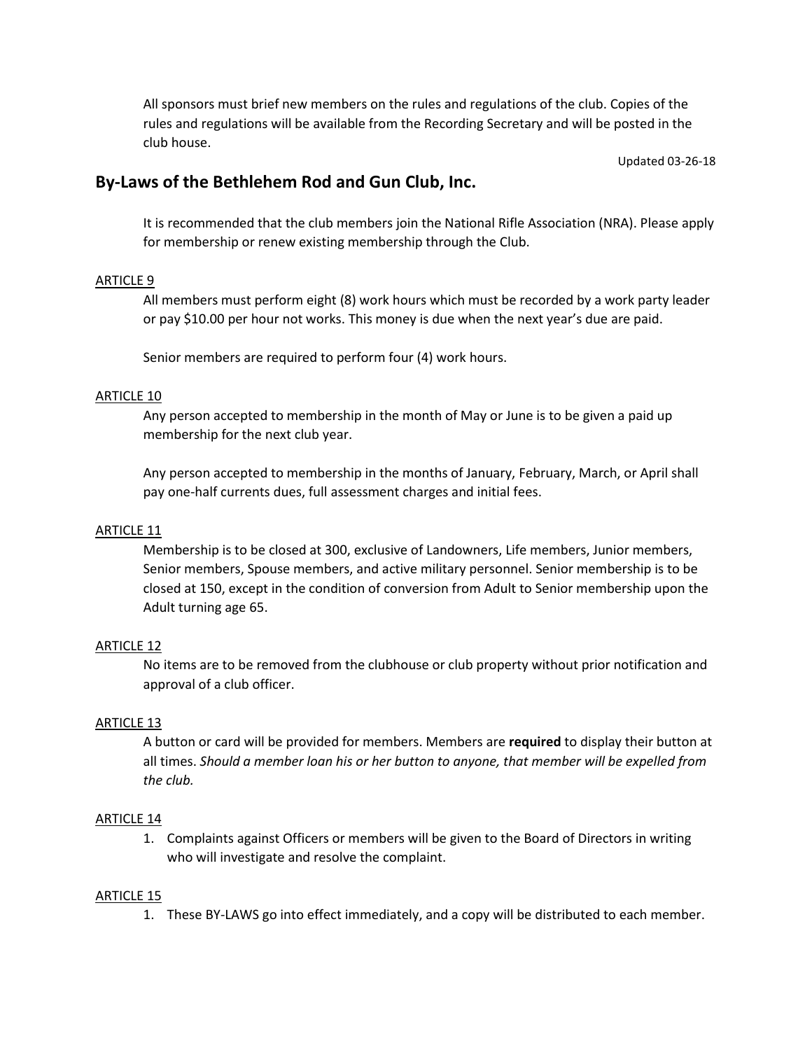All sponsors must brief new members on the rules and regulations of the club. Copies of the rules and regulations will be available from the Recording Secretary and will be posted in the club house.

Updated 03-26-18

## By-Laws of the Bethlehem Rod and Gun Club, Inc.

It is recommended that the club members join the National Rifle Association (NRA). Please apply for membership or renew existing membership through the Club.

ARTICLE 9

All members must perform eight (8) work hours which must be recorded by a work party leader or pay $10.00 per hour not works. This money is due when the next year's due are paid.

Senior members are required to perform four (4) work hours.

ARTICLE 10

Any person accepted to membership in the month of May or June is to be given a paid up membership for the next club year.

Any person accepted to membership in the months of January, February, March, or April shall pay one-half currents dues, full assessment charges and initial fees.

ARTICLE 11

Membership is to be closed at 300, exclusive of Landowners, Life members, Junior members, Senior members, Spouse members, and active military personnel. Senior membership is to be closed at 150, except in the condition of conversion from Adult to Senior membership upon the Adult turning age 65.

ARTICLE 12

No items are to be removed from the clubhouse or club property without prior notification and approval of a club officer.

ARTICLE 13

A button or card will be provided for members. Members are **required** to display their button at all times. *Should a member loan his or her button to anyone, that member will be expelled from the club.*

ARTICLE 14

1. Complaints against Officers or members will be given to the Board of Directors in writing who will investigate and resolve the complaint.

ARTICLE 15

1. These BY-LAWS go into effect immediately, and a copy will be distributed to each member.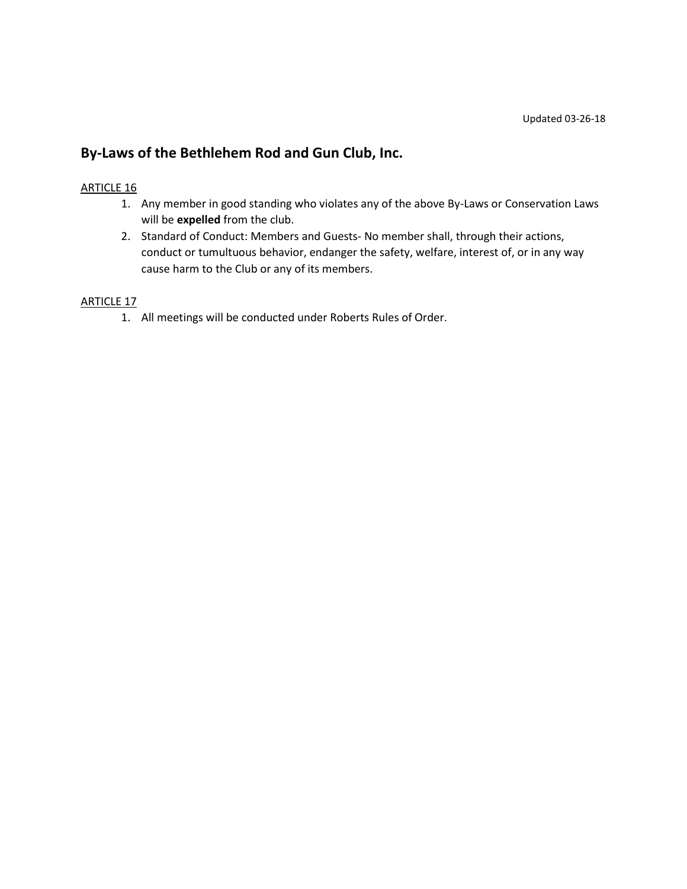Updated 03-26-18

## By-Laws of the Bethlehem Rod and Gun Club, Inc.

<u>ARTICLE 16</u>

1. Any member in good standing who violates any of the above By-Laws or Conservation Laws will be **expelled** from the club.
2. Standard of Conduct: Members and Guests- No member shall, through their actions, conduct or tumultuous behavior, endanger the safety, welfare, interest of, or in any way cause harm to the Club or any of its members.

<u>ARTICLE 17</u>

1. All meetings will be conducted under Roberts Rules of Order.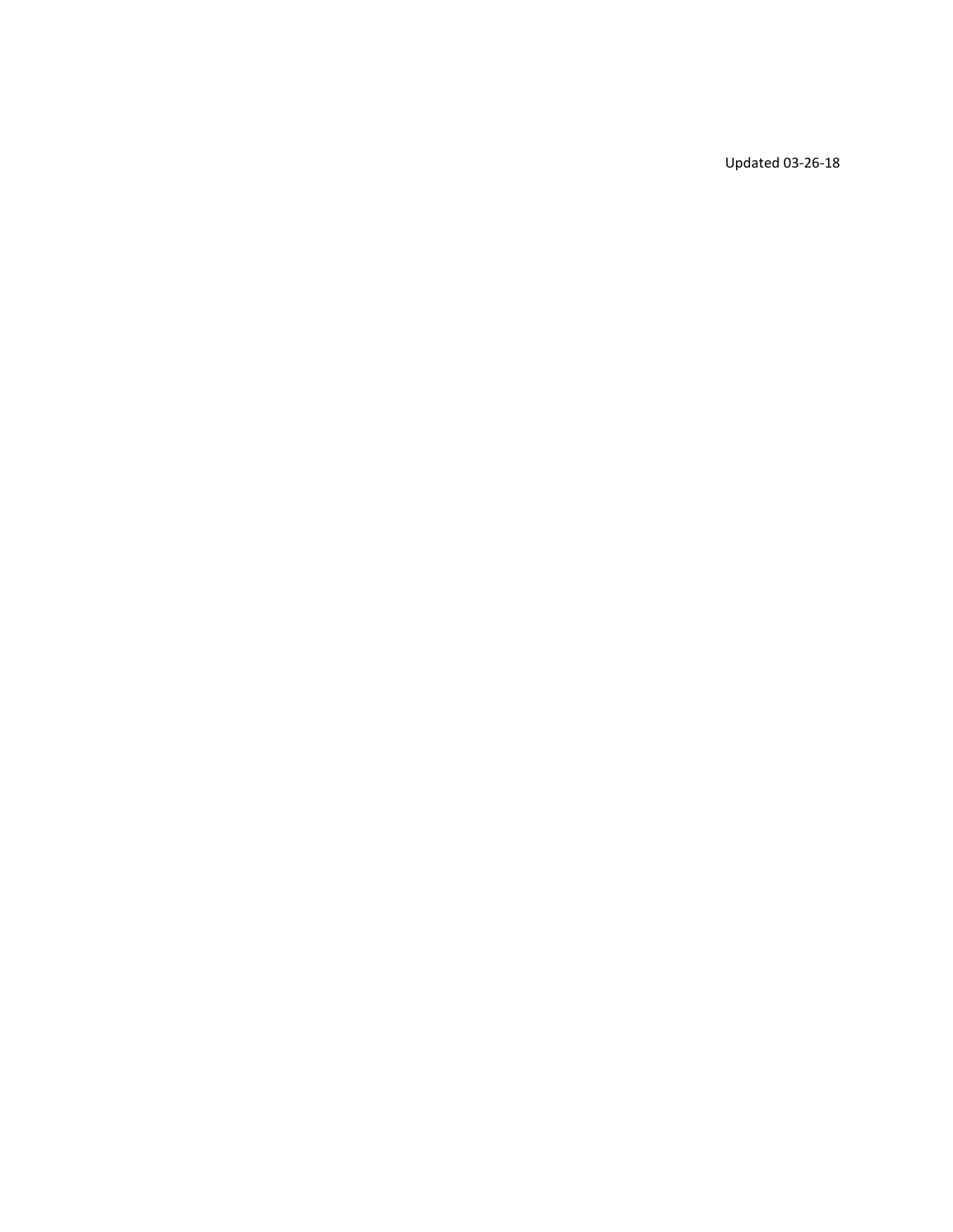Updated 03-26-18